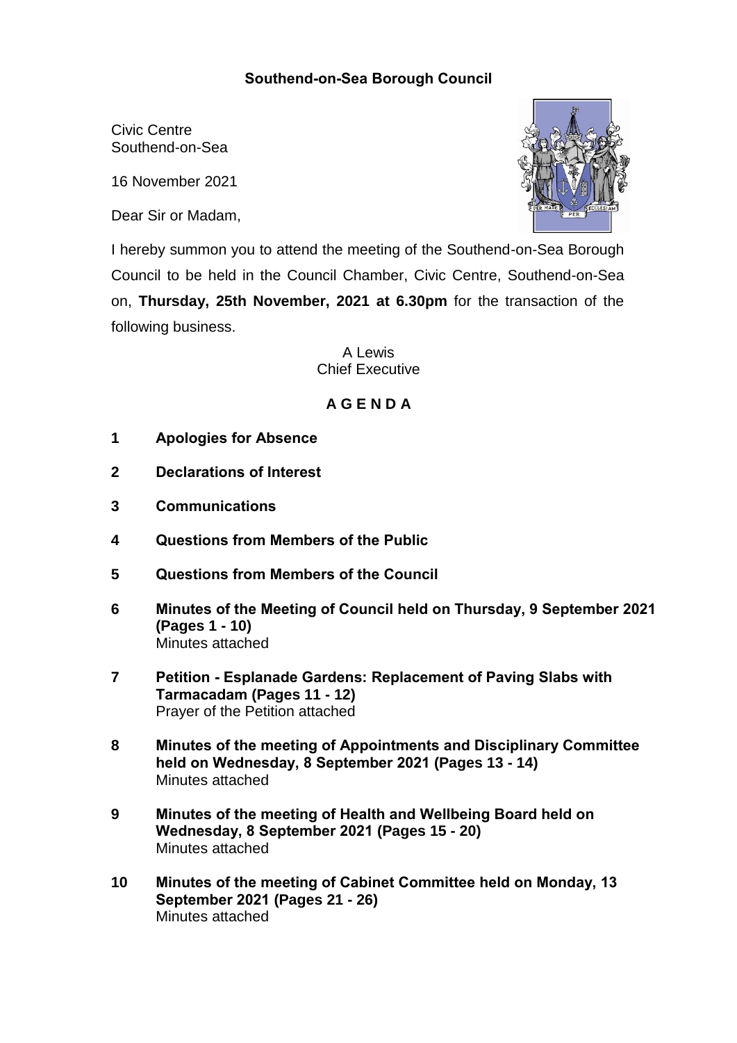# Southend-on-Sea Borough Council

Civic Centre
Southend-on-Sea

16 November 2021

Dear Sir or Madam,

I hereby summon you to attend the meeting of the Southend-on-Sea Borough Council to be held in the Council Chamber, Civic Centre, Southend-on-Sea on, **Thursday, 25th November, 2021 at 6.30pm** for the transaction of the following business.

A Lewis
Chief Executive

## A G E N D A

**1 Apologies for Absence**

**2 Declarations of Interest**

**3 Communications**

**4 Questions from Members of the Public**

**5 Questions from Members of the Council**

**6 Minutes of the Meeting of Council held on Thursday, 9 September 2021 (Pages 1 - 10)**
Minutes attached

**7 Petition - Esplanade Gardens: Replacement of Paving Slabs with Tarmacadam (Pages 11 - 12)**
Prayer of the Petition attached

**8 Minutes of the meeting of Appointments and Disciplinary Committee held on Wednesday, 8 September 2021 (Pages 13 - 14)**
Minutes attached

**9 Minutes of the meeting of Health and Wellbeing Board held on Wednesday, 8 September 2021 (Pages 15 - 20)**
Minutes attached

**10 Minutes of the meeting of Cabinet Committee held on Monday, 13 September 2021 (Pages 21 - 26)**
Minutes attached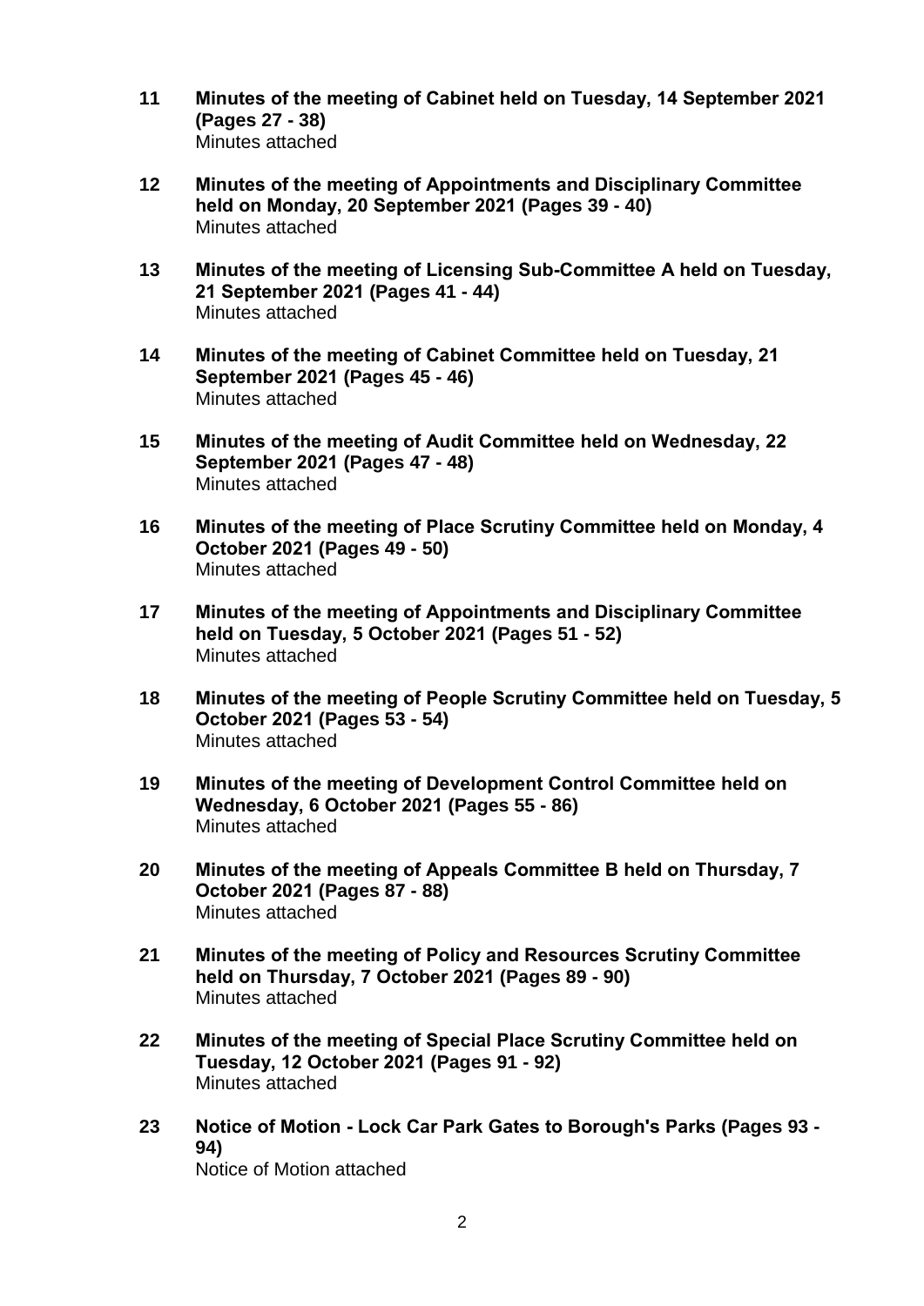**11 Minutes of the meeting of Cabinet held on Tuesday, 14 September 2021 (Pages 27 - 38)**
Minutes attached

**12 Minutes of the meeting of Appointments and Disciplinary Committee held on Monday, 20 September 2021 (Pages 39 - 40)**
Minutes attached

**13 Minutes of the meeting of Licensing Sub-Committee A held on Tuesday, 21 September 2021 (Pages 41 - 44)**
Minutes attached

**14 Minutes of the meeting of Cabinet Committee held on Tuesday, 21 September 2021 (Pages 45 - 46)**
Minutes attached

**15 Minutes of the meeting of Audit Committee held on Wednesday, 22 September 2021 (Pages 47 - 48)**
Minutes attached

**16 Minutes of the meeting of Place Scrutiny Committee held on Monday, 4 October 2021 (Pages 49 - 50)**
Minutes attached

**17 Minutes of the meeting of Appointments and Disciplinary Committee held on Tuesday, 5 October 2021 (Pages 51 - 52)**
Minutes attached

**18 Minutes of the meeting of People Scrutiny Committee held on Tuesday, 5 October 2021 (Pages 53 - 54)**
Minutes attached

**19 Minutes of the meeting of Development Control Committee held on Wednesday, 6 October 2021 (Pages 55 - 86)**
Minutes attached

**20 Minutes of the meeting of Appeals Committee B held on Thursday, 7 October 2021 (Pages 87 - 88)**
Minutes attached

**21 Minutes of the meeting of Policy and Resources Scrutiny Committee held on Thursday, 7 October 2021 (Pages 89 - 90)**
Minutes attached

**22 Minutes of the meeting of Special Place Scrutiny Committee held on Tuesday, 12 October 2021 (Pages 91 - 92)**
Minutes attached

**23 Notice of Motion - Lock Car Park Gates to Borough's Parks (Pages 93 - 94)**
Notice of Motion attached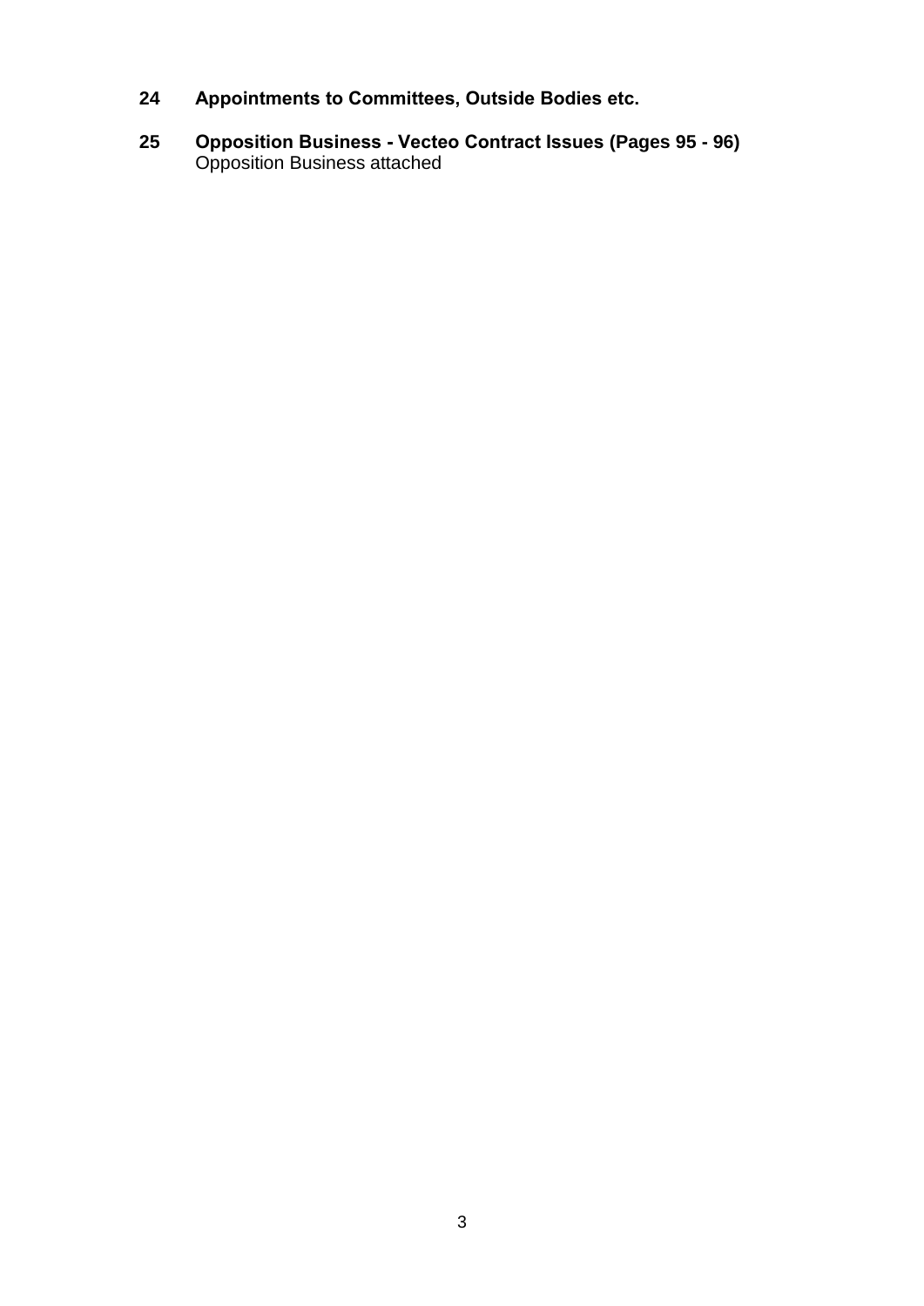**24 Appointments to Committees, Outside Bodies etc.**

**25 Opposition Business - Vecteo Contract Issues (Pages 95 - 96)**
Opposition Business attached